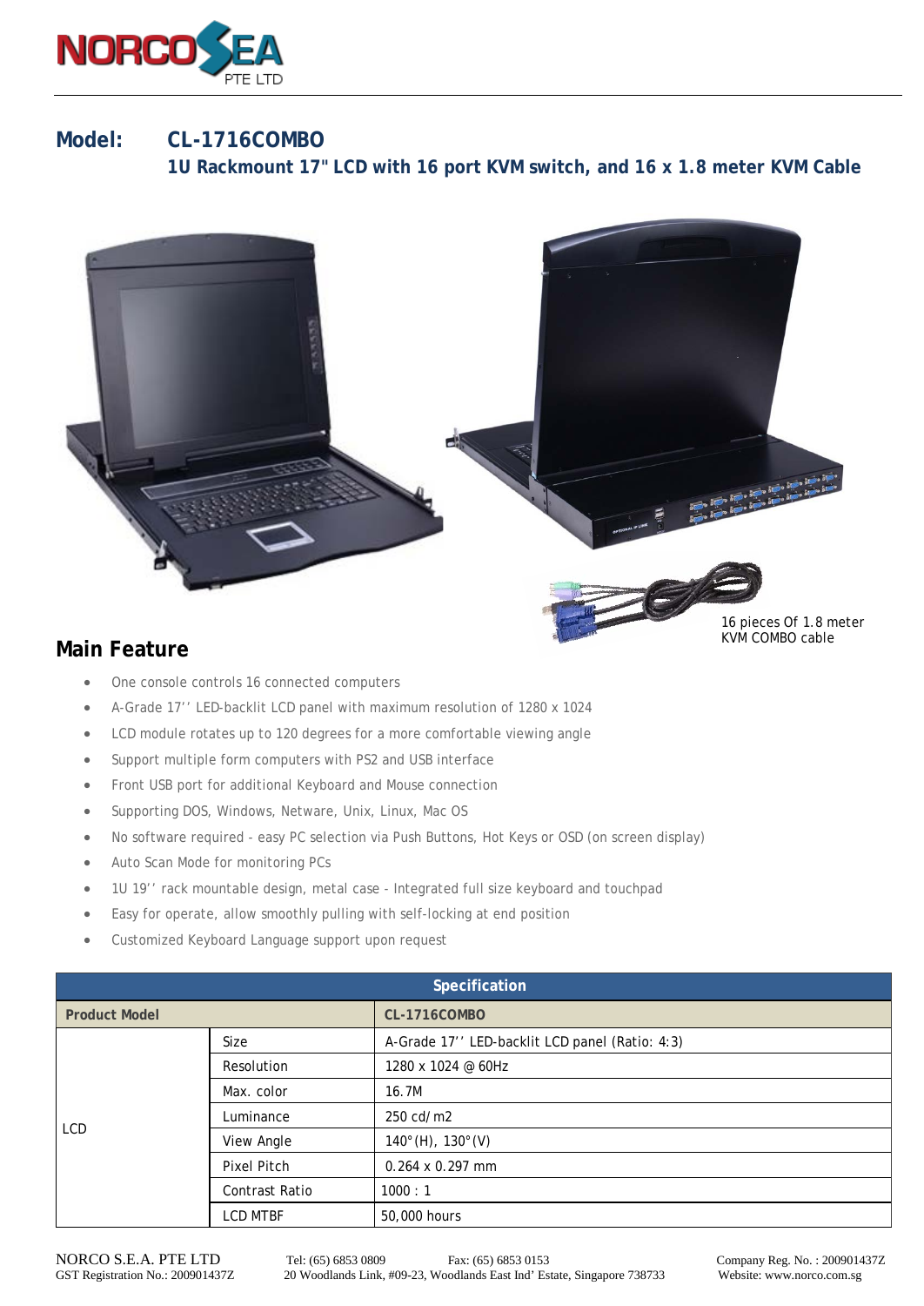NORCO SEA PTE LTD

# Model: CL-1716COMBO

## 1U Rackmount 17" LCD with 16 port KVM switch, and 16 x 1.8 meter KVM Cable

16 pieces Of 1.8 meter KVM COMBO cable

## Main Feature

- One console controls 16 connected computers
- A-Grade 17'' LED-backlit LCD panel with maximum resolution of 1280 x 1024
- LCD module rotates up to 120 degrees for a more comfortable viewing angle
- Support multiple form computers with PS2 and USB interface
- Front USB port for additional Keyboard and Mouse connection
- Supporting DOS, Windows, Netware, Unix, Linux, Mac OS
- No software required - easy PC selection via Push Buttons, Hot Keys or OSD (on screen display)
- Auto Scan Mode for monitoring PCs
- 1U 19'' rack mountable design, metal case - Integrated full size keyboard and touchpad
- Easy for operate, allow smoothly pulling with self-locking at end position
- Customized Keyboard Language support upon request

| Specification | | |
|---|---|---|
| **Product Model** | | **CL-1716COMBO** |
| LCD | Size | A-Grade 17'' LED-backlit LCD panel (Ratio: 4:3) |
| | Resolution | 1280 x 1024 @ 60Hz |
| | Max. color | 16.7M |
| | Luminance | 250 cd/m2 |
| | View Angle | 140°(H), 130°(V) |
| | Pixel Pitch | 0.264 x 0.297 mm |
| | Contrast Ratio | 1000 : 1 |
| | LCD MTBF | 50,000 hours |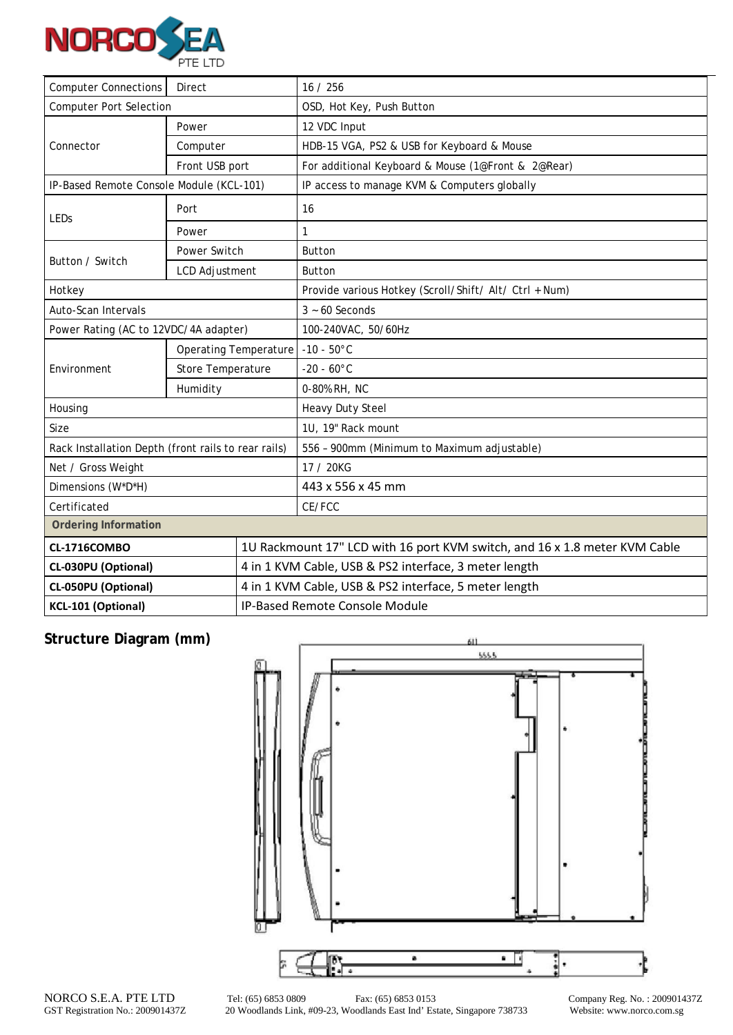| | | |
|---|---|---|
| Computer Connections | Direct | 16 / 256 |
| Computer Port Selection | | OSD, Hot Key, Push Button |
| Connector | Power | 12 VDC Input |
| | Computer | HDB-15 VGA, PS2 & USB for Keyboard & Mouse |
| | Front USB port | For additional Keyboard & Mouse (1@Front & 2@Rear) |
| IP-Based Remote Console Module (KCL-101) | | IP access to manage KVM & Computers globally |
| LEDs | Port | 16 |
| | Power | 1 |
| Button / Switch | Power Switch | Button |
| | LCD Adjustment | Button |
| Hotkey | | Provide various Hotkey (Scroll/Shift/ Alt/ Ctrl + Num) |
| Auto-Scan Intervals | | 3 ~ 60 Seconds |
| Power Rating (AC to 12VDC/4A adapter) | | 100-240VAC, 50/60Hz |
| Environment | Operating Temperature | -10 - 50°C |
| | Store Temperature | -20 - 60°C |
| | Humidity | 0-80%RH, NC |
| Housing | | Heavy Duty Steel |
| Size | | 1U, 19" Rack mount |
| Rack Installation Depth (front rails to rear rails) | | 556 – 900mm (Minimum to Maximum adjustable) |
| Net / Gross Weight | | 17 / 20KG |
| Dimensions (W*D*H) | | 443 x 556 x 45 mm |
| Certificated | | CE/FCC |

**Ordering Information**

| | |
|---|---|
| **CL-1716COMBO** | 1U Rackmount 17" LCD with 16 port KVM switch, and 16 x 1.8 meter KVM Cable |
| **CL-030PU (Optional)** | 4 in 1 KVM Cable, USB & PS2 interface, 3 meter length |
| **CL-050PU (Optional)** | 4 in 1 KVM Cable, USB & PS2 interface, 5 meter length |
| **KCL-101 (Optional)** | IP-Based Remote Console Module |

## Structure Diagram (mm)

611

555.5

NORCO S.E.A. PTE LTD Tel: (65) 6853 0809 Fax: (65) 6853 0153 Company Reg. No. : 200901437Z
GST Registration No.: 200901437Z 20 Woodlands Link, #09-23, Woodlands East Ind' Estate, Singapore 738733 Website: www.norco.com.sg